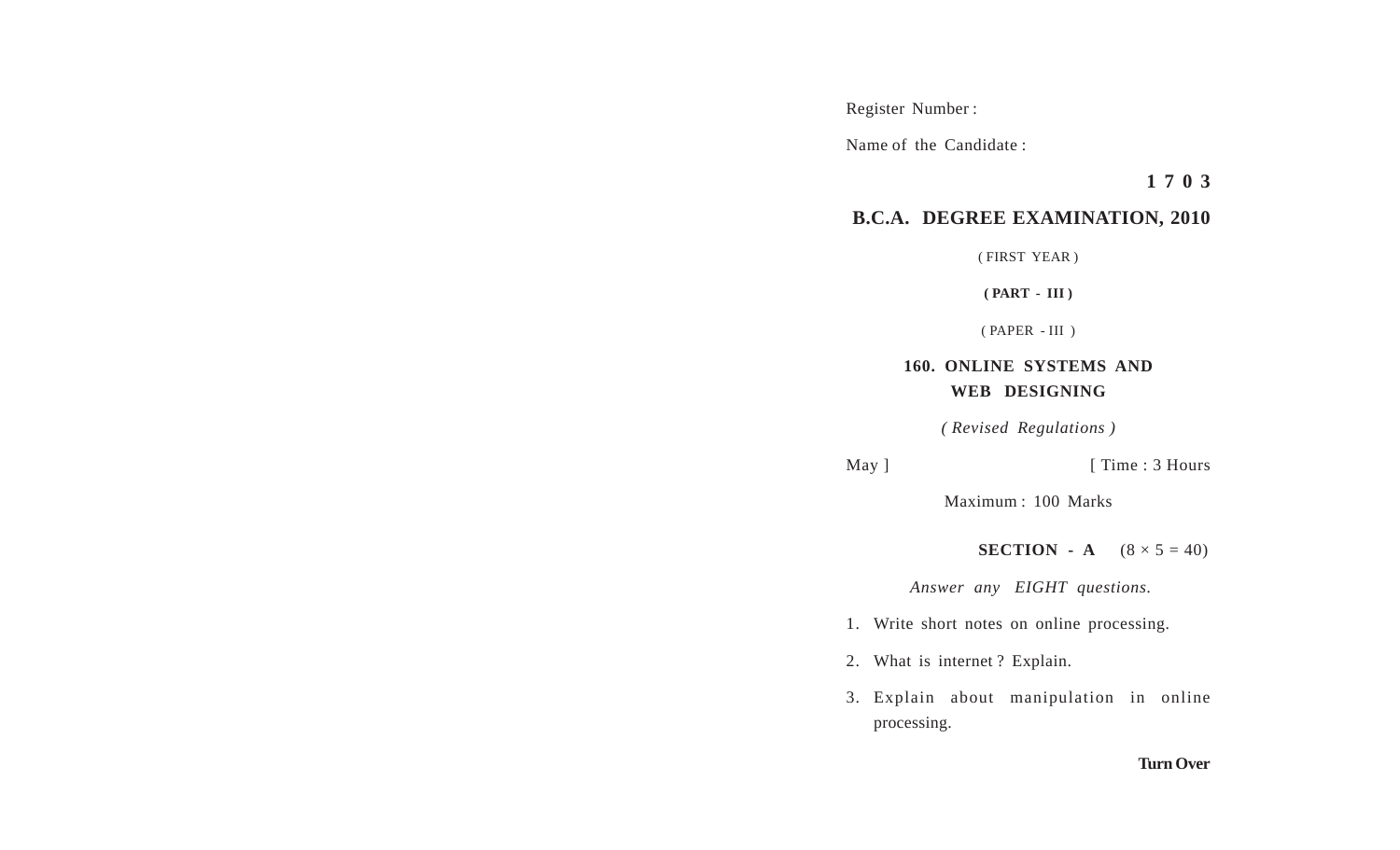Register Number :

Name of the Candidate :

**1 7 0 3**

# B.C.A. DEGREE EXAMINATION, 2010

( FIRST YEAR )

**( PART - III )**

( PAPER - III )

## 160. ONLINE SYSTEMS AND WEB DESIGNING

*( Revised Regulations )*

May ] [ Time : 3 Hours

Maximum : 100 Marks

### SECTION - A (8 × 5 = 40)

*Answer any EIGHT questions.*

1. Write short notes on online processing.
2. What is internet ? Explain.
3. Explain about manipulation in online processing.

**Turn Over**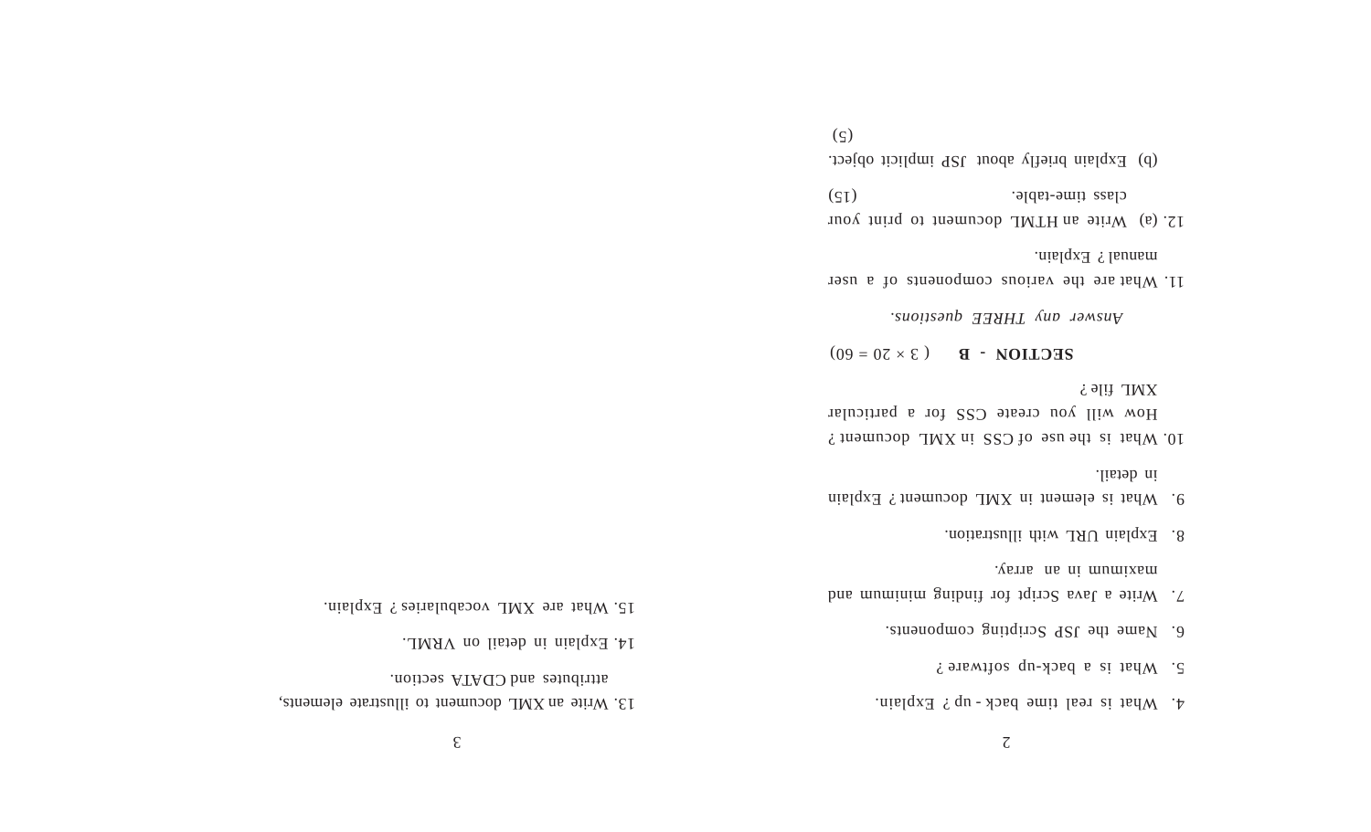4. What is real time back - up ? Explain.

5. What is a back-up software ?

6. Name the JSP Scripting components.

7. Write a Java Script for finding minimum and maximum in an array.

8. Explain URL with illustration.

9. What is element in XML document ? Explain in detail.

10. What is the use of CSS in XML document ? How will you create CSS for a particular XML file ?

**SECTION - B** ( 3 × 20 = 60)

*Answer any THREE questions.*

11. What are the various components of a user manual ? Explain.

12. (a) Write an HTML document to print your class time-table. (15)

    (b) Explain briefly about JSP implicit object. (5)

13. Write an XML document to illustrate elements, attributes and CDATA section.

14. Explain in detail on VRML.

15. What are XML vocabularies ? Explain.